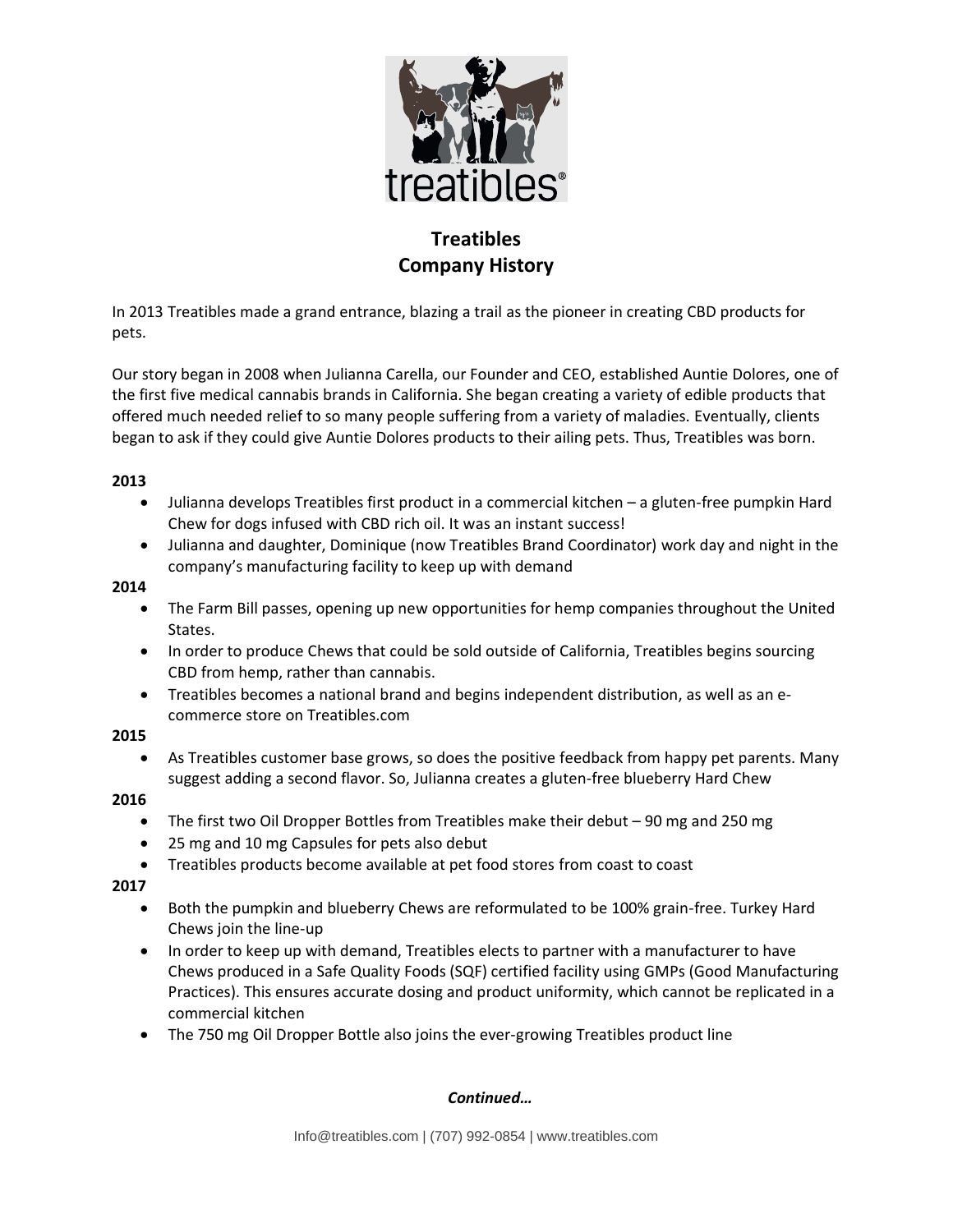# Treatibles
# Company History

In 2013 Treatibles made a grand entrance, blazing a trail as the pioneer in creating CBD products for pets.

Our story began in 2008 when Julianna Carella, our Founder and CEO, established Auntie Dolores, one of the first five medical cannabis brands in California. She began creating a variety of edible products that offered much needed relief to so many people suffering from a variety of maladies. Eventually, clients began to ask if they could give Auntie Dolores products to their ailing pets. Thus, Treatibles was born.

**2013**

- Julianna develops Treatibles first product in a commercial kitchen – a gluten-free pumpkin Hard Chew for dogs infused with CBD rich oil. It was an instant success!
- Julianna and daughter, Dominique (now Treatibles Brand Coordinator) work day and night in the company's manufacturing facility to keep up with demand

**2014**

- The Farm Bill passes, opening up new opportunities for hemp companies throughout the United States.
- In order to produce Chews that could be sold outside of California, Treatibles begins sourcing CBD from hemp, rather than cannabis.
- Treatibles becomes a national brand and begins independent distribution, as well as an e-commerce store on Treatibles.com

**2015**

- As Treatibles customer base grows, so does the positive feedback from happy pet parents. Many suggest adding a second flavor. So, Julianna creates a gluten-free blueberry Hard Chew

**2016**

- The first two Oil Dropper Bottles from Treatibles make their debut – 90 mg and 250 mg
- 25 mg and 10 mg Capsules for pets also debut
- Treatibles products become available at pet food stores from coast to coast

**2017**

- Both the pumpkin and blueberry Chews are reformulated to be 100% grain-free. Turkey Hard Chews join the line-up
- In order to keep up with demand, Treatibles elects to partner with a manufacturer to have Chews produced in a Safe Quality Foods (SQF) certified facility using GMPs (Good Manufacturing Practices). This ensures accurate dosing and product uniformity, which cannot be replicated in a commercial kitchen
- The 750 mg Oil Dropper Bottle also joins the ever-growing Treatibles product line

***Continued…***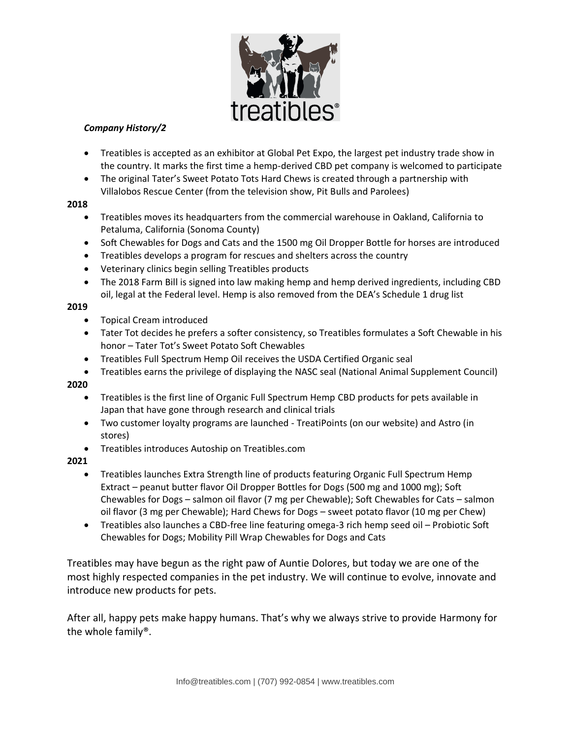*Company History/2*

- Treatibles is accepted as an exhibitor at Global Pet Expo, the largest pet industry trade show in the country. It marks the first time a hemp-derived CBD pet company is welcomed to participate
- The original Tater's Sweet Potato Tots Hard Chews is created through a partnership with Villalobos Rescue Center (from the television show, Pit Bulls and Parolees)

**2018**

- Treatibles moves its headquarters from the commercial warehouse in Oakland, California to Petaluma, California (Sonoma County)
- Soft Chewables for Dogs and Cats and the 1500 mg Oil Dropper Bottle for horses are introduced
- Treatibles develops a program for rescues and shelters across the country
- Veterinary clinics begin selling Treatibles products
- The 2018 Farm Bill is signed into law making hemp and hemp derived ingredients, including CBD oil, legal at the Federal level. Hemp is also removed from the DEA's Schedule 1 drug list

**2019**

- Topical Cream introduced
- Tater Tot decides he prefers a softer consistency, so Treatibles formulates a Soft Chewable in his honor – Tater Tot's Sweet Potato Soft Chewables
- Treatibles Full Spectrum Hemp Oil receives the USDA Certified Organic seal
- Treatibles earns the privilege of displaying the NASC seal (National Animal Supplement Council)

**2020**

- Treatibles is the first line of Organic Full Spectrum Hemp CBD products for pets available in Japan that have gone through research and clinical trials
- Two customer loyalty programs are launched - TreatiPoints (on our website) and Astro (in stores)
- Treatibles introduces Autoship on Treatibles.com

**2021**

- Treatibles launches Extra Strength line of products featuring Organic Full Spectrum Hemp Extract – peanut butter flavor Oil Dropper Bottles for Dogs (500 mg and 1000 mg); Soft Chewables for Dogs – salmon oil flavor (7 mg per Chewable); Soft Chewables for Cats – salmon oil flavor (3 mg per Chewable); Hard Chews for Dogs – sweet potato flavor (10 mg per Chew)
- Treatibles also launches a CBD-free line featuring omega-3 rich hemp seed oil – Probiotic Soft Chewables for Dogs; Mobility Pill Wrap Chewables for Dogs and Cats

Treatibles may have begun as the right paw of Auntie Dolores, but today we are one of the most highly respected companies in the pet industry. We will continue to evolve, innovate and introduce new products for pets.

After all, happy pets make happy humans. That's why we always strive to provide Harmony for the whole family®.

Info@treatibles.com | (707) 992-0854 | www.treatibles.com